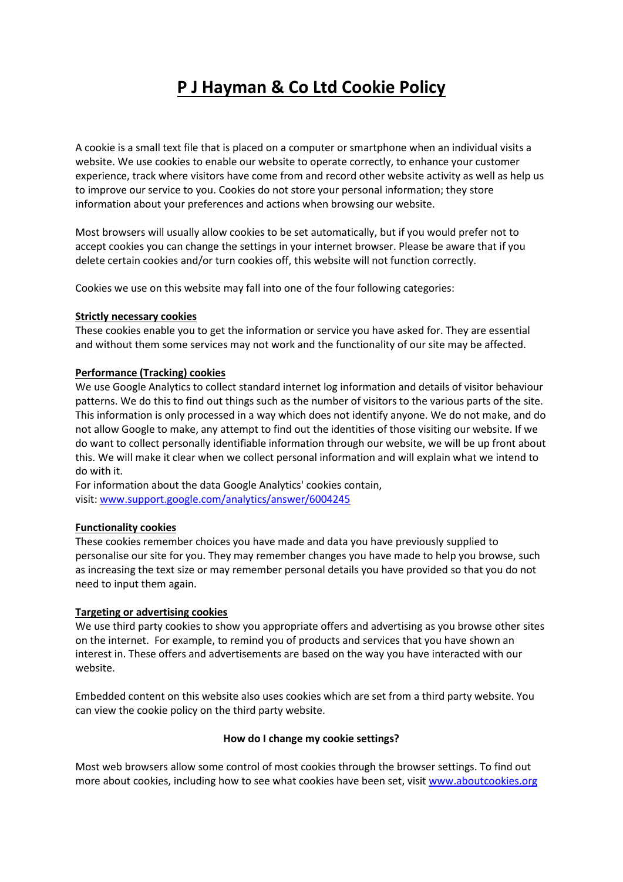# P J Hayman & Co Ltd Cookie Policy

A cookie is a small text file that is placed on a computer or smartphone when an individual visits a website. We use cookies to enable our website to operate correctly, to enhance your customer experience, track where visitors have come from and record other website activity as well as help us to improve our service to you. Cookies do not store your personal information; they store information about your preferences and actions when browsing our website.

Most browsers will usually allow cookies to be set automatically, but if you would prefer not to accept cookies you can change the settings in your internet browser. Please be aware that if you delete certain cookies and/or turn cookies off, this website will not function correctly.

Cookies we use on this website may fall into one of the four following categories:

**Strictly necessary cookies**

These cookies enable you to get the information or service you have asked for. They are essential and without them some services may not work and the functionality of our site may be affected.

**Performance (Tracking) cookies**

We use Google Analytics to collect standard internet log information and details of visitor behaviour patterns. We do this to find out things such as the number of visitors to the various parts of the site. This information is only processed in a way which does not identify anyone. We do not make, and do not allow Google to make, any attempt to find out the identities of those visiting our website. If we do want to collect personally identifiable information through our website, we will be up front about this. We will make it clear when we collect personal information and will explain what we intend to do with it.

For information about the data Google Analytics' cookies contain, visit: [www.support.google.com/analytics/answer/6004245](www.support.google.com/analytics/answer/6004245)

**Functionality cookies**

These cookies remember choices you have made and data you have previously supplied to personalise our site for you. They may remember changes you have made to help you browse, such as increasing the text size or may remember personal details you have provided so that you do not need to input them again.

**Targeting or advertising cookies**

We use third party cookies to show you appropriate offers and advertising as you browse other sites on the internet. For example, to remind you of products and services that you have shown an interest in. These offers and advertisements are based on the way you have interacted with our website.

Embedded content on this website also uses cookies which are set from a third party website. You can view the cookie policy on the third party website.

**How do I change my cookie settings?**

Most web browsers allow some control of most cookies through the browser settings. To find out more about cookies, including how to see what cookies have been set, visit [www.aboutcookies.org](www.aboutcookies.org)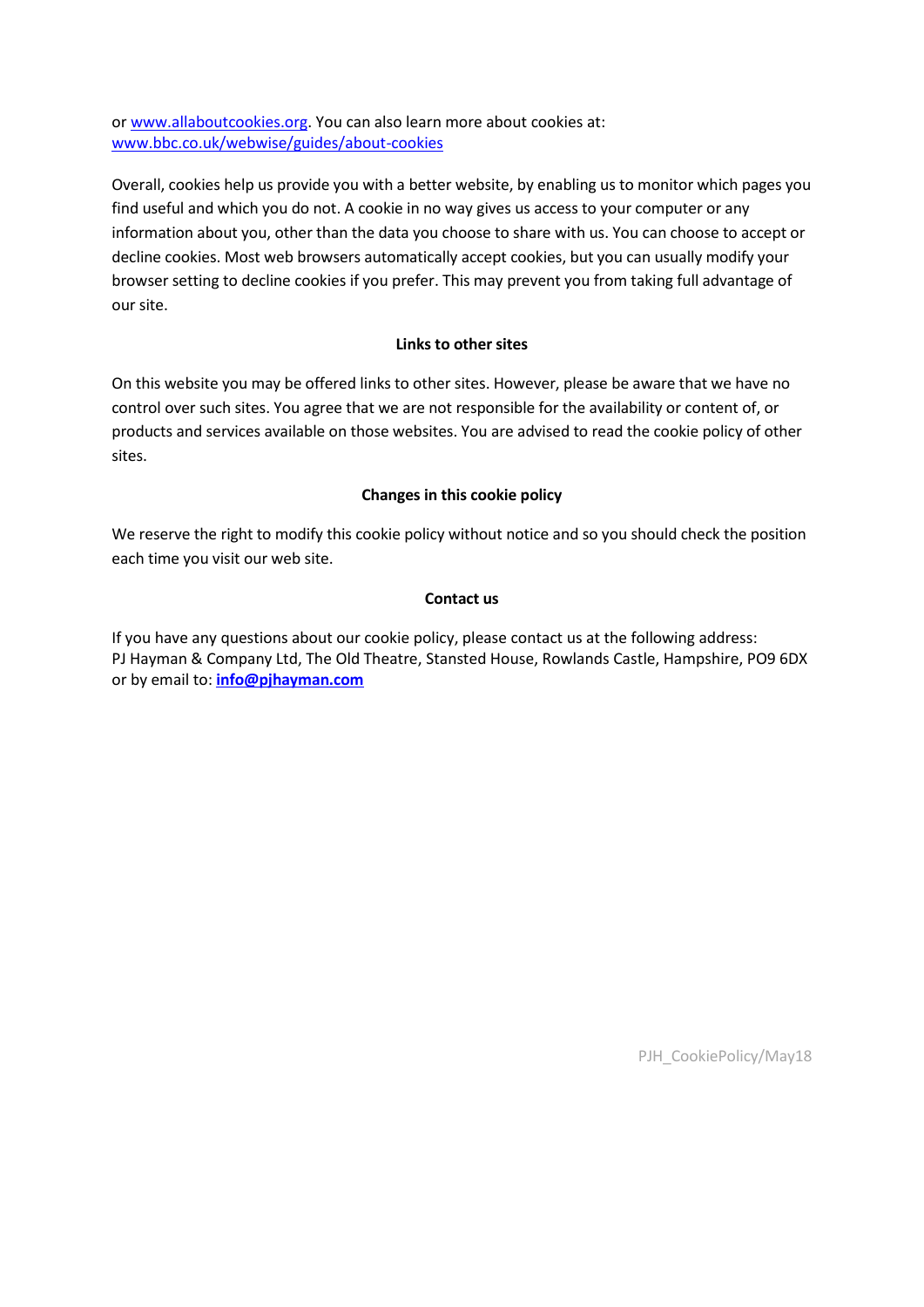or www.allaboutcookies.org. You can also learn more about cookies at: www.bbc.co.uk/webwise/guides/about-cookies

Overall, cookies help us provide you with a better website, by enabling us to monitor which pages you find useful and which you do not. A cookie in no way gives us access to your computer or any information about you, other than the data you choose to share with us. You can choose to accept or decline cookies. Most web browsers automatically accept cookies, but you can usually modify your browser setting to decline cookies if you prefer. This may prevent you from taking full advantage of our site.

**Links to other sites**

On this website you may be offered links to other sites. However, please be aware that we have no control over such sites. You agree that we are not responsible for the availability or content of, or products and services available on those websites. You are advised to read the cookie policy of other sites.

**Changes in this cookie policy**

We reserve the right to modify this cookie policy without notice and so you should check the position each time you visit our web site.

**Contact us**

If you have any questions about our cookie policy, please contact us at the following address:
PJ Hayman & Company Ltd, The Old Theatre, Stansted House, Rowlands Castle, Hampshire, PO9 6DX
or by email to: **info@pjhayman.com**

PJH_CookiePolicy/May18